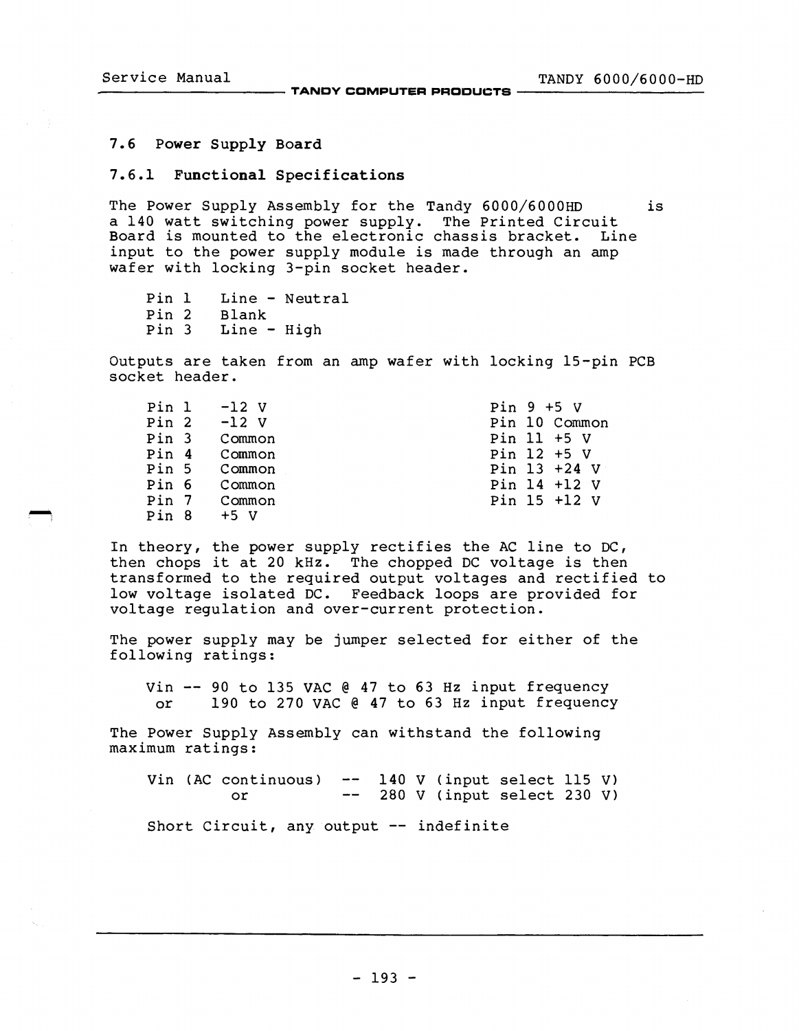## 7.6 Power Supply Board

### 7.6.1 Functional Specifications

The Power Supply Assembly for the Tandy 6000/6000HD is a 140 watt switching power supply. The Printed Circuit Board is mounted to the electronic chassis bracket. Line input to the power supply module is made through an amp wafer with locking 3-pin socket header.

| | |
|---|---|
| Pin 1 | Line - Neutral |
| Pin 2 | Blank |
| Pin 3 | Line - High |

Outputs are taken from an amp wafer with locking 15-pin PCB socket header.

| | | | |
|---|---|---|---|
| Pin 1 | -12 V | Pin 9 | +5 V |
| Pin 2 | -12 V | Pin 10 | Common |
| Pin 3 | Common | Pin 11 | +5 V |
| Pin 4 | Common | Pin 12 | +5 V |
| Pin 5 | Common | Pin 13 | +24 V |
| Pin 6 | Common | Pin 14 | +12 V |
| Pin 7 | Common | Pin 15 | +12 V |
| Pin 8 | +5 V | | |

In theory, the power supply rectifies the AC line to DC, then chops it at 20 kHz. The chopped DC voltage is then transformed to the required output voltages and rectified to low voltage isolated DC. Feedback loops are provided for voltage regulation and over-current protection.

The power supply may be jumper selected for either of the following ratings:

Vin -- 90 to 135 VAC @ 47 to 63 Hz input frequency
 or 190 to 270 VAC @ 47 to 63 Hz input frequency

The Power Supply Assembly can withstand the following maximum ratings:

Vin (AC continuous) -- 140 V (input select 115 V)
 or -- 280 V (input select 230 V)

Short Circuit, any output -- indefinite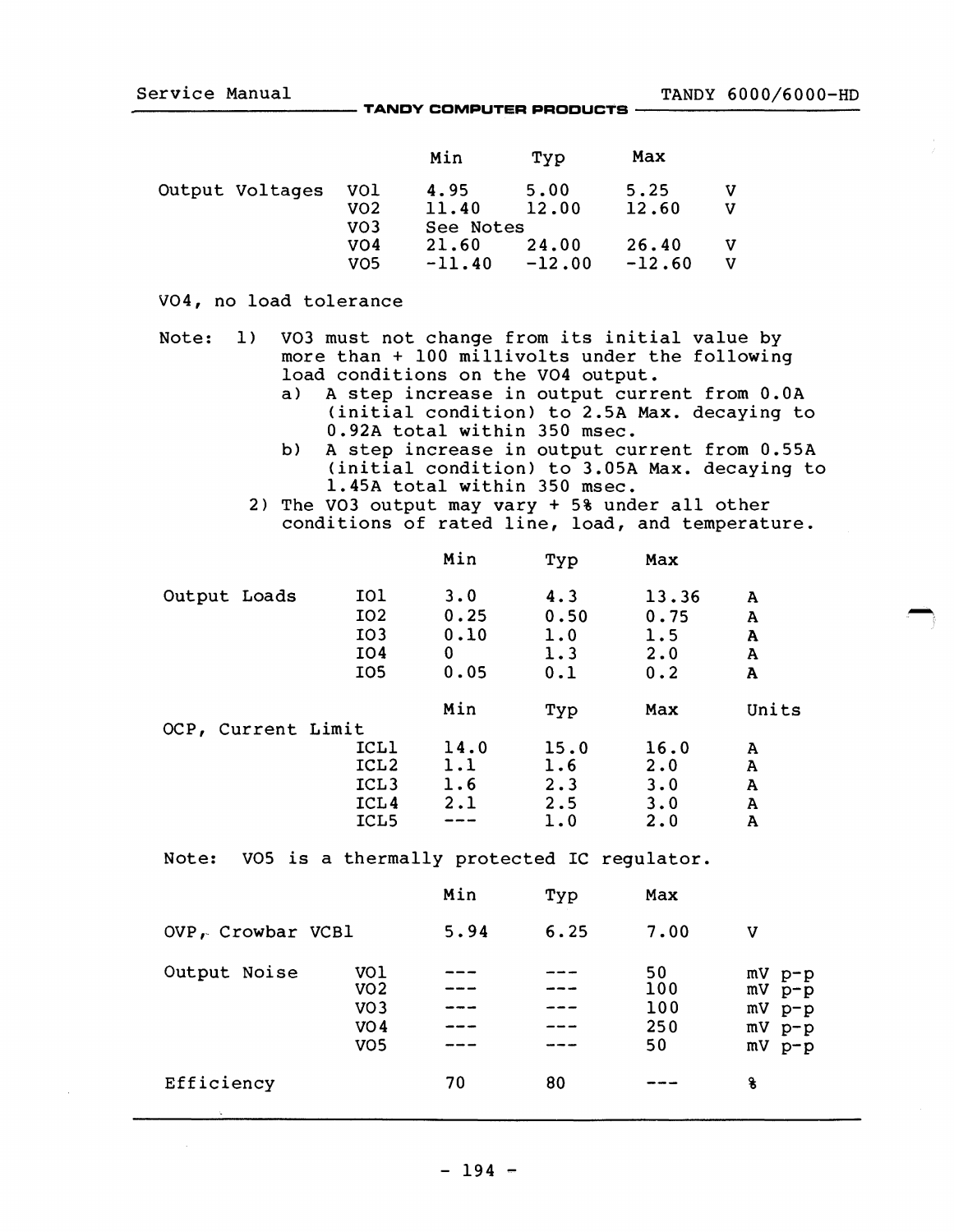| | | Min | Typ | Max | |
|---|---|---|---|---|---|
| Output Voltages | VO1 | 4.95 | 5.00 | 5.25 | V |
| | VO2 | 11.40 | 12.00 | 12.60 | V |
| | VO3 | See Notes | | | |
| | VO4 | 21.60 | 24.00 | 26.40 | V |
| | VO5 | -11.40 | -12.00 | -12.60 | V |

VO4, no load tolerance

Note: 1) VO3 must not change from its initial value by more than + 100 millivolts under the following load conditions on the VO4 output.

a) A step increase in output current from 0.0A (initial condition) to 2.5A Max. decaying to 0.92A total within 350 msec.

b) A step increase in output current from 0.55A (initial condition) to 3.05A Max. decaying to 1.45A total within 350 msec.

2) The VO3 output may vary + 5% under all other conditions of rated line, load, and temperature.

| | | Min | Typ | Max | |
|---|---|---|---|---|---|
| Output Loads | IO1 | 3.0 | 4.3 | 13.36 | A |
| | IO2 | 0.25 | 0.50 | 0.75 | A |
| | IO3 | 0.10 | 1.0 | 1.5 | A |
| | IO4 | 0 | 1.3 | 2.0 | A |
| | IO5 | 0.05 | 0.1 | 0.2 | A |

| | | Min | Typ | Max | Units |
|---|---|---|---|---|---|
| OCP, Current Limit | | | | | |
| | ICL1 | 14.0 | 15.0 | 16.0 | A |
| | ICL2 | 1.1 | 1.6 | 2.0 | A |
| | ICL3 | 1.6 | 2.3 | 3.0 | A |
| | ICL4 | 2.1 | 2.5 | 3.0 | A |
| | ICL5 | --- | 1.0 | 2.0 | A |

Note: VO5 is a thermally protected IC regulator.

| | | Min | Typ | Max | |
|---|---|---|---|---|---|
| OVP, Crowbar VCB1 | | 5.94 | 6.25 | 7.00 | V |
| Output Noise | VO1 | --- | --- | 50 | mV p-p |
| | VO2 | --- | --- | 100 | mV p-p |
| | VO3 | --- | --- | 100 | mV p-p |
| | VO4 | --- | --- | 250 | mV p-p |
| | VO5 | --- | --- | 50 | mV p-p |
| Efficiency | | 70 | 80 | --- | % |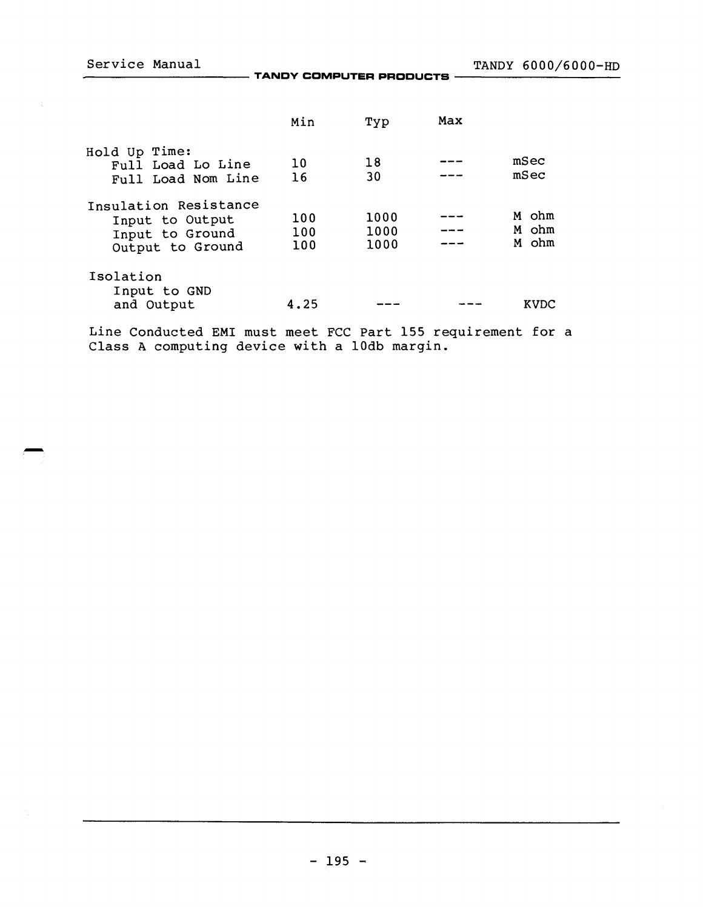| | Min | Typ | Max | |
|---|---|---|---|---|
| Hold Up Time: | | | | |
| Full Load Lo Line | 10 | 18 | --- | mSec |
| Full Load Nom Line | 16 | 30 | --- | mSec |
| Insulation Resistance | | | | |
| Input to Output | 100 | 1000 | --- | M ohm |
| Input to Ground | 100 | 1000 | --- | M ohm |
| Output to Ground | 100 | 1000 | --- | M ohm |
| Isolation | | | | |
| Input to GND and Output | 4.25 | --- | --- | KVDC |

Line Conducted EMI must meet FCC Part 155 requirement for a Class A computing device with a 10db margin.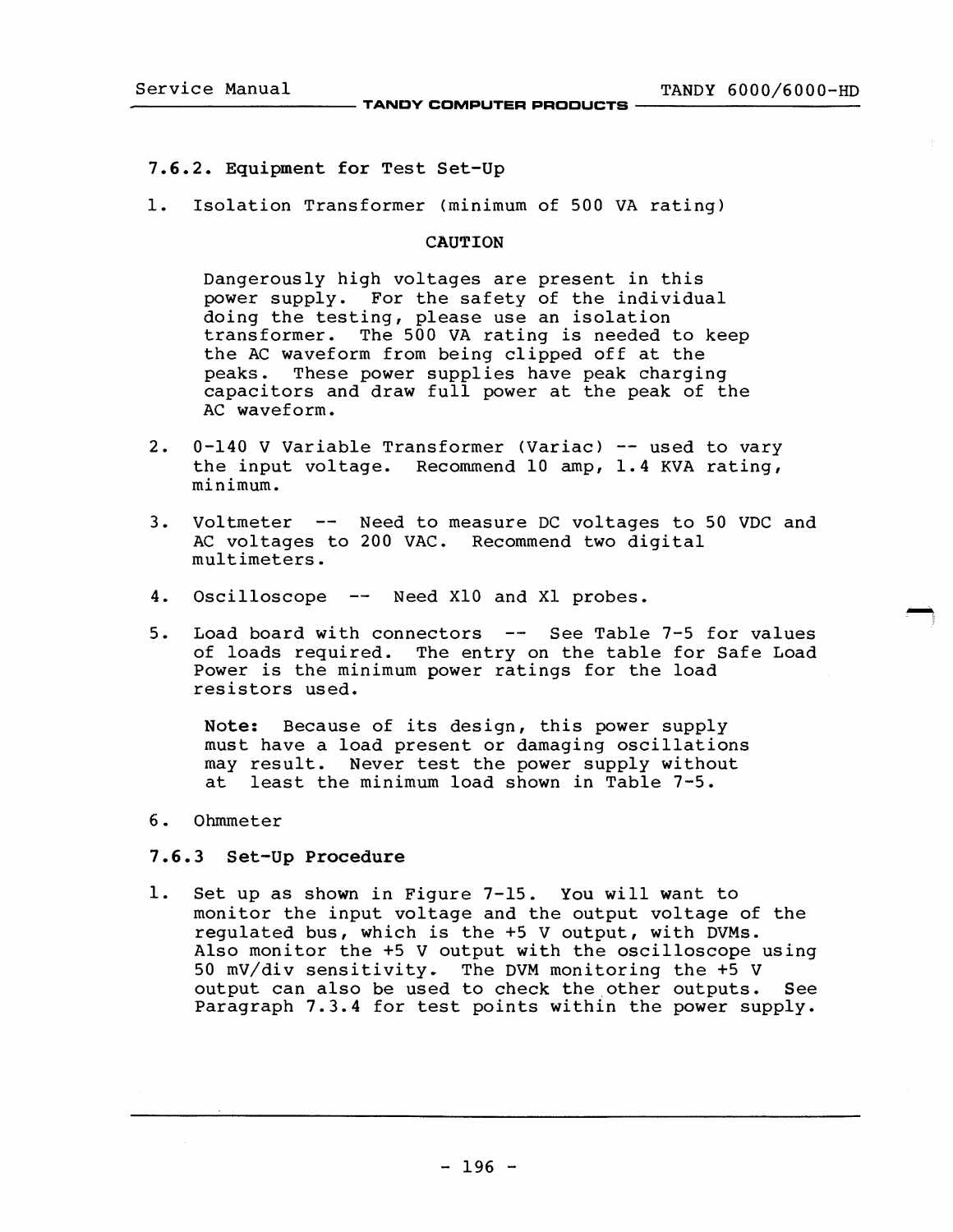### 7.6.2. Equipment for Test Set-Up

1. Isolation Transformer (minimum of 500 VA rating)

   **CAUTION**

   Dangerously high voltages are present in this power supply. For the safety of the individual doing the testing, please use an isolation transformer. The 500 VA rating is needed to keep the AC waveform from being clipped off at the peaks. These power supplies have peak charging capacitors and draw full power at the peak of the AC waveform.

2. 0-140 V Variable Transformer (Variac) -- used to vary the input voltage. Recommend 10 amp, 1.4 KVA rating, minimum.

3. Voltmeter -- Need to measure DC voltages to 50 VDC and AC voltages to 200 VAC. Recommend two digital multimeters.

4. Oscilloscope -- Need X10 and X1 probes.

5. Load board with connectors -- See Table 7-5 for values of loads required. The entry on the table for Safe Load Power is the minimum power ratings for the load resistors used.

   **Note:** Because of its design, this power supply must have a load present or damaging oscillations may result. Never test the power supply without at least the minimum load shown in Table 7-5.

6. Ohmmeter

### 7.6.3 Set-Up Procedure

1. Set up as shown in Figure 7-15. You will want to monitor the input voltage and the output voltage of the regulated bus, which is the +5 V output, with DVMs. Also monitor the +5 V output with the oscilloscope using 50 mV/div sensitivity. The DVM monitoring the +5 V output can also be used to check the other outputs. See Paragraph 7.3.4 for test points within the power supply.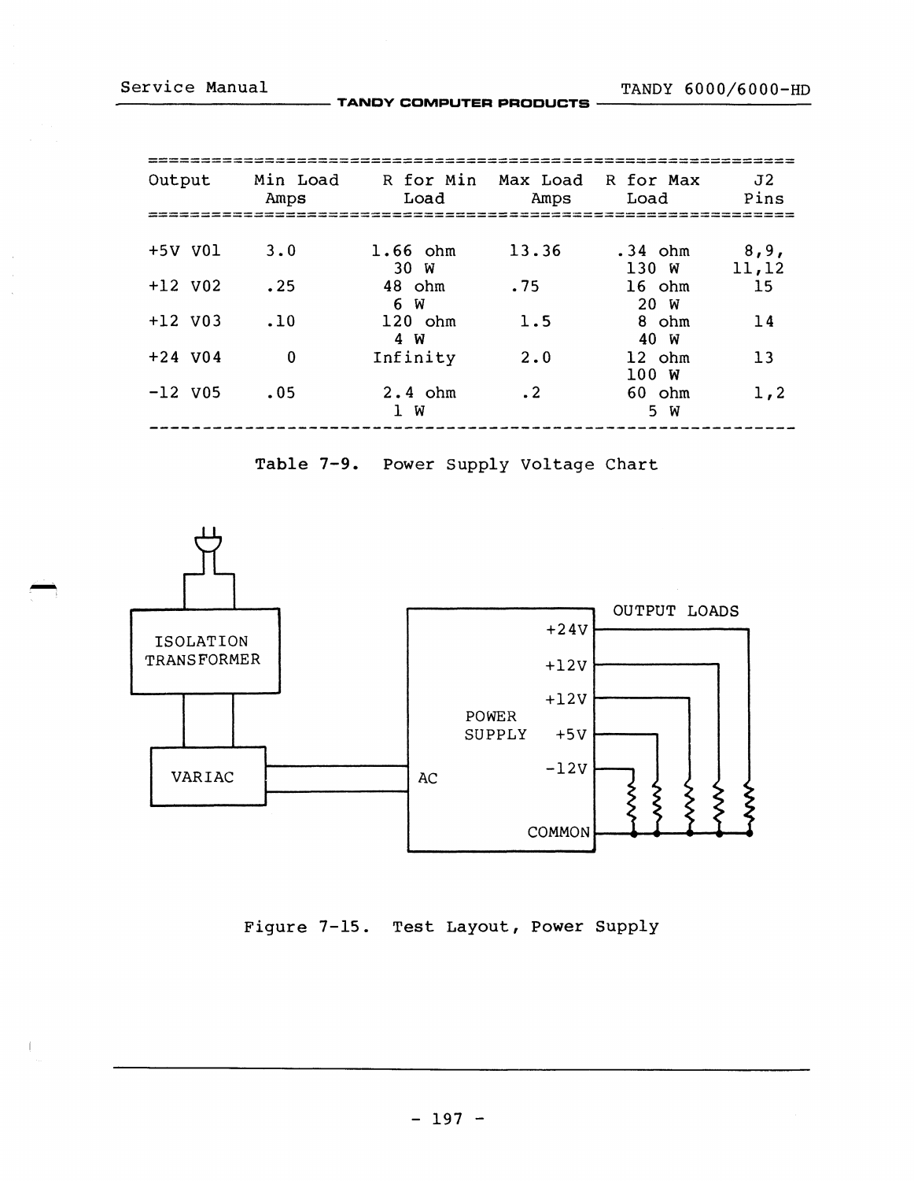| Output | Min Load Amps | R for Min Load | Max Load Amps | R for Max Load | J2 Pins |
|---|---|---|---|---|---|
| +5V V01 | 3.0 | 1.66 ohm 30 W | 13.36 | .34 ohm 130 W | 8,9, 11,12 |
| +12 V02 | .25 | 48 ohm 6 W | .75 | 16 ohm 20 W | 15 |
| +12 V03 | .10 | 120 ohm 4 W | 1.5 | 8 ohm 40 W | 14 |
| +24 V04 | 0 | Infinity | 2.0 | 12 ohm 100 W | 13 |
| -12 V05 | .05 | 2.4 ohm 1 W | .2 | 60 ohm 5 W | 1,2 |

Table 7-9. Power Supply Voltage Chart

ISOLATION TRANSFORMER

VARIAC

AC

POWER SUPPLY

+24V

+12V

+12V

+5V

-12V

COMMON

OUTPUT LOADS

Figure 7-15. Test Layout, Power Supply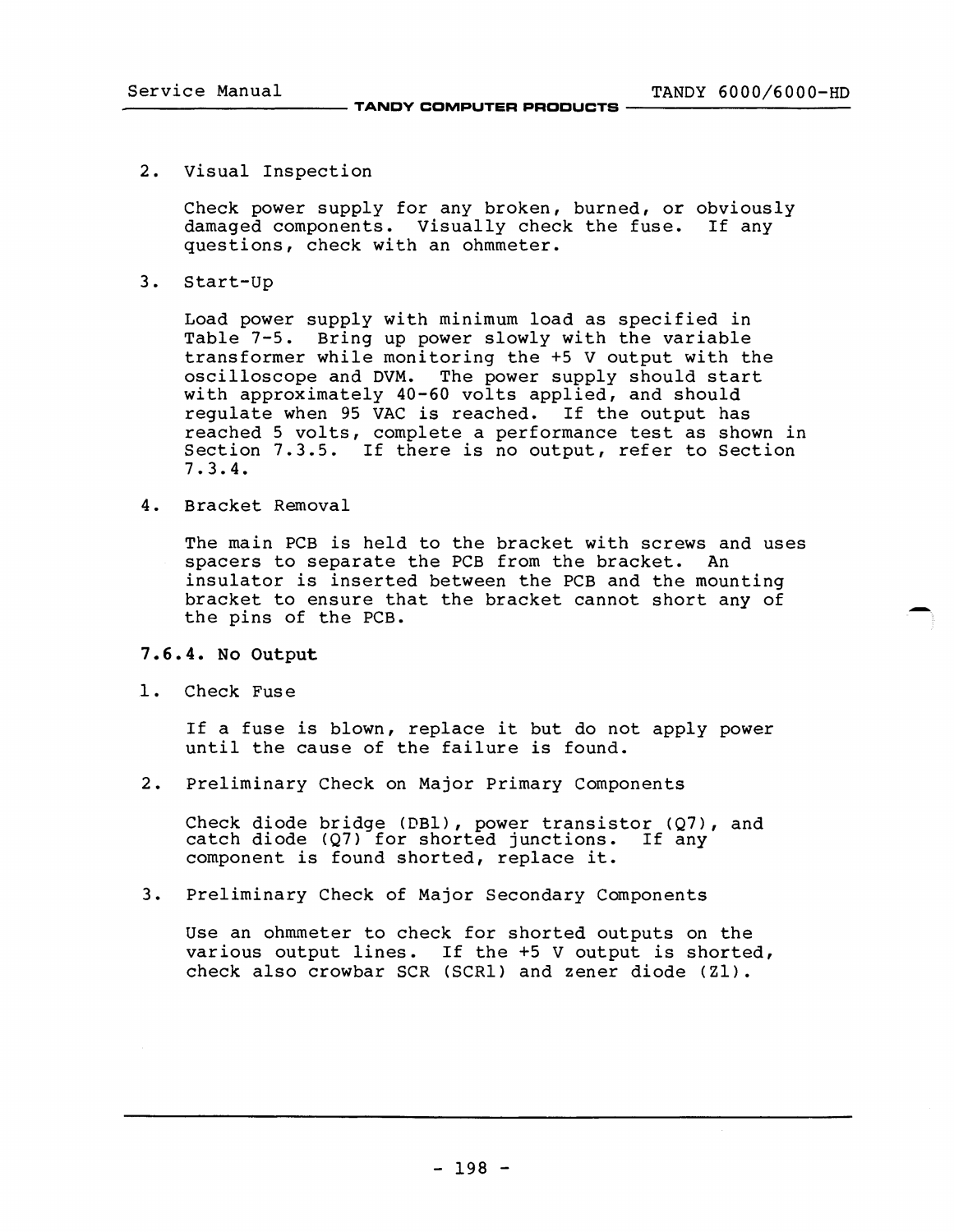2. Visual Inspection

   Check power supply for any broken, burned, or obviously damaged components. Visually check the fuse. If any questions, check with an ohmmeter.

3. Start-Up

   Load power supply with minimum load as specified in Table 7-5. Bring up power slowly with the variable transformer while monitoring the +5 V output with the oscilloscope and DVM. The power supply should start with approximately 40-60 volts applied, and should regulate when 95 VAC is reached. If the output has reached 5 volts, complete a performance test as shown in Section 7.3.5. If there is no output, refer to Section 7.3.4.

4. Bracket Removal

   The main PCB is held to the bracket with screws and uses spacers to separate the PCB from the bracket. An insulator is inserted between the PCB and the mounting bracket to ensure that the bracket cannot short any of the pins of the PCB.

### 7.6.4. No Output

1. Check Fuse

   If a fuse is blown, replace it but do not apply power until the cause of the failure is found.

2. Preliminary Check on Major Primary Components

   Check diode bridge (DB1), power transistor (Q7), and catch diode (Q7) for shorted junctions. If any component is found shorted, replace it.

3. Preliminary Check of Major Secondary Components

   Use an ohmmeter to check for shorted outputs on the various output lines. If the +5 V output is shorted, check also crowbar SCR (SCR1) and zener diode (Z1).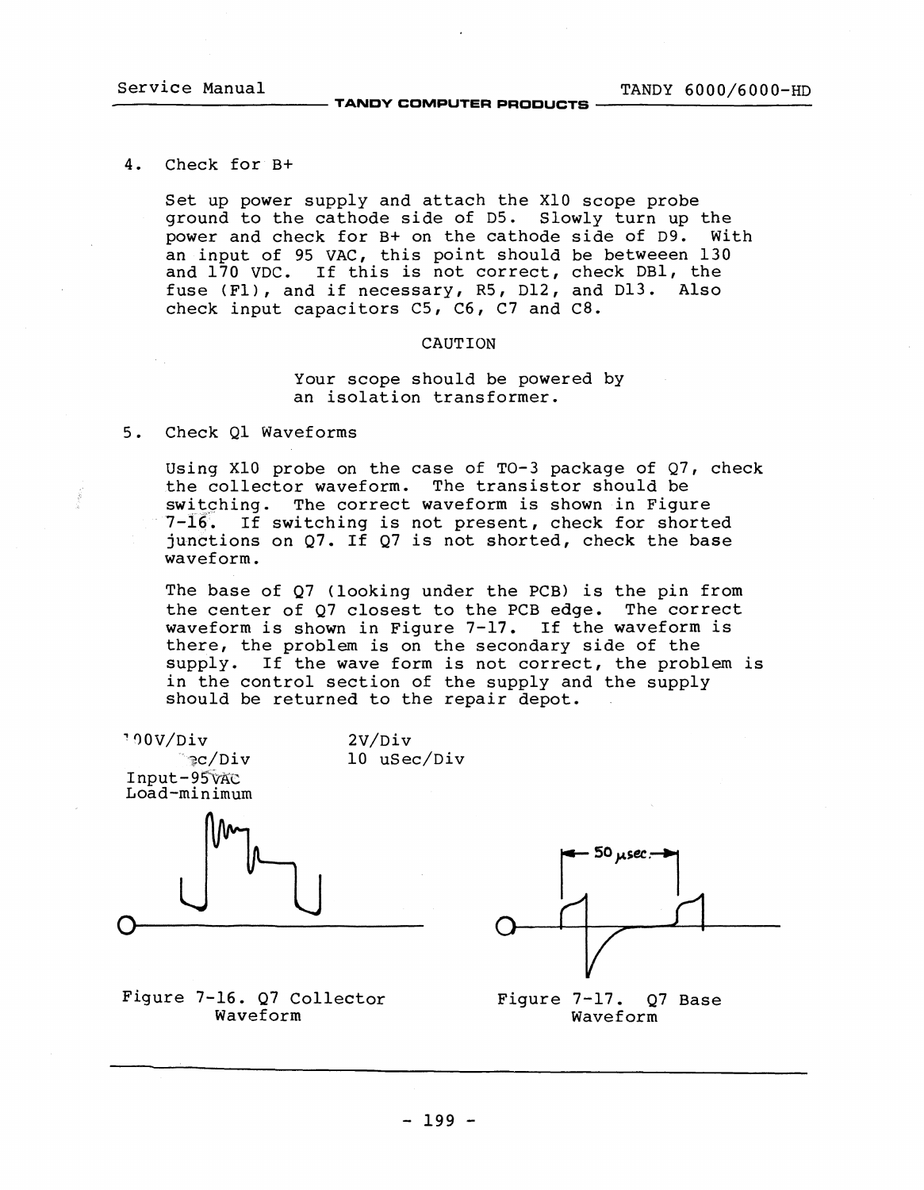4. Check for B+

   Set up power supply and attach the X10 scope probe ground to the cathode side of D5. Slowly turn up the power and check for B+ on the cathode side of D9. With an input of 95 VAC, this point should be betweeen 130 and 170 VDC. If this is not correct, check DB1, the fuse (F1), and if necessary, R5, D12, and D13. Also check input capacitors C5, C6, C7 and C8.

   CAUTION

   Your scope should be powered by an isolation transformer.

5. Check Q1 Waveforms

   Using X10 probe on the case of TO-3 package of Q7, check the collector waveform. The transistor should be switching. The correct waveform is shown in Figure 7-16. If switching is not present, check for shorted junctions on Q7. If Q7 is not shorted, check the base waveform.

   The base of Q7 (looking under the PCB) is the pin from the center of Q7 closest to the PCB edge. The correct waveform is shown in Figure 7-17. If the waveform is there, the problem is on the secondary side of the supply. If the wave form is not correct, the problem is in the control section of the supply and the supply should be returned to the repair depot.

100V/Div
ec/Div
Input-95VAC
Load-minimum

Figure 7-16. Q7 Collector Waveform

2V/Div
10 uSec/Div

50 μsec

Figure 7-17. Q7 Base Waveform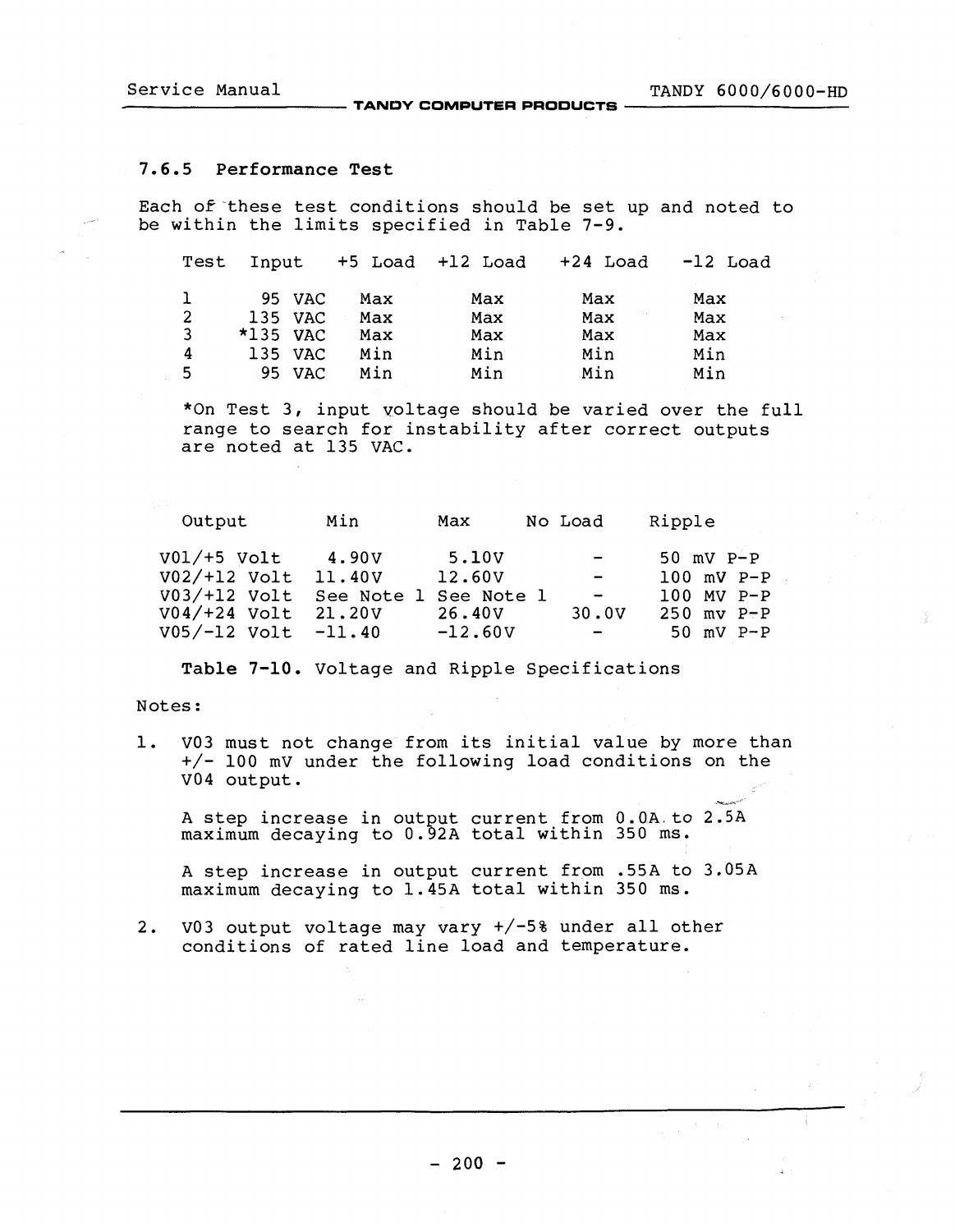### 7.6.5 Performance Test

Each of these test conditions should be set up and noted to be within the limits specified in Table 7-9.

| Test | Input | +5 Load | +12 Load | +24 Load | -12 Load |
|---|---|---|---|---|---|
| 1 | 95 VAC | Max | Max | Max | Max |
| 2 | 135 VAC | Max | Max | Max | Max |
| 3 | *135 VAC | Max | Max | Max | Max |
| 4 | 135 VAC | Min | Min | Min | Min |
| 5 | 95 VAC | Min | Min | Min | Min |

*On Test 3, input voltage should be varied over the full range to search for instability after correct outputs are noted at 135 VAC.

| Output | Min | Max | No Load | Ripple |
|---|---|---|---|---|
| V01/+5 Volt | 4.90V | 5.10V | - | 50 mV P-P |
| V02/+12 Volt | 11.40V | 12.60V | - | 100 mV P-P |
| V03/+12 Volt | See Note 1 | See Note 1 | - | 100 MV P-P |
| V04/+24 Volt | 21.20V | 26.40V | 30.0V | 250 mv P-P |
| V05/-12 Volt | -11.40 | -12.60V | - | 50 mV P-P |

**Table 7-10.** Voltage and Ripple Specifications

Notes:

1. V03 must not change from its initial value by more than +/- 100 mV under the following load conditions on the V04 output.

   A step increase in output current from 0.0A to 2.5A maximum decaying to 0.92A total within 350 ms.

   A step increase in output current from .55A to 3.05A maximum decaying to 1.45A total within 350 ms.

2. V03 output voltage may vary +/-5% under all other conditions of rated line load and temperature.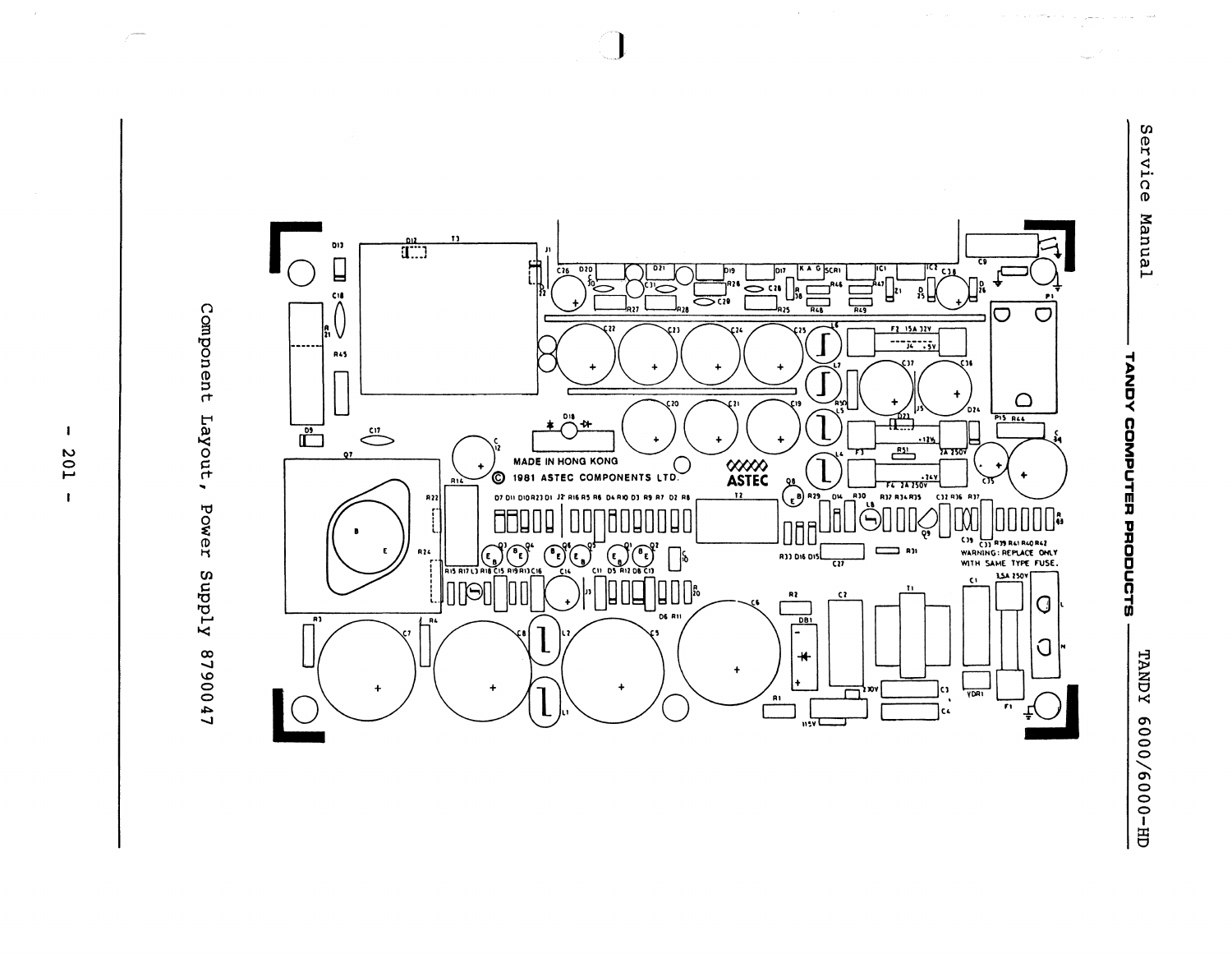Component Layout, Power Supply 8790047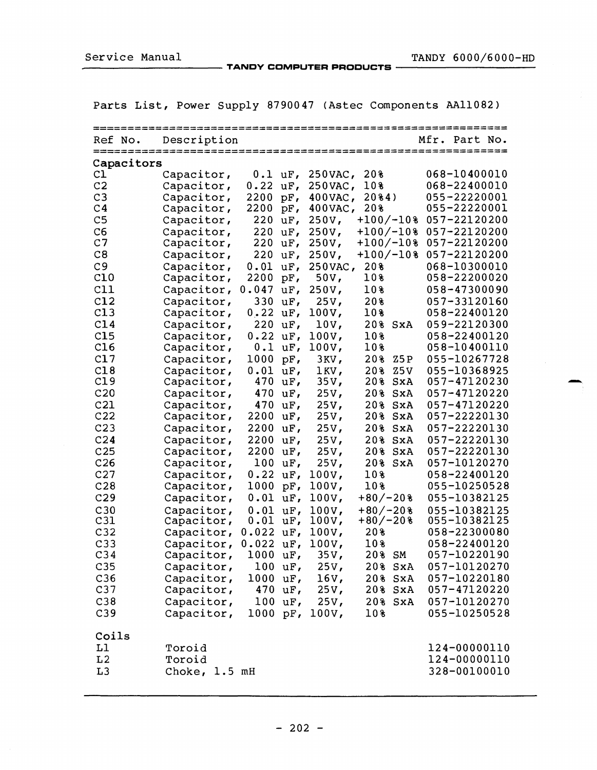Parts List, Power Supply 8790047 (Astec Components AA11082)

| Ref No. | Description | Mfr. Part No. |
|---|---|---|
| **Capacitors** | | |
| C1 | Capacitor, 0.1 uF, 250VAC, 20% | 068-10400010 |
| C2 | Capacitor, 0.22 uF, 250VAC, 10% | 068-22400010 |
| C3 | Capacitor, 2200 pF, 400VAC, 20%4) | 055-22220001 |
| C4 | Capacitor, 2200 pF, 400VAC, 20% | 055-22220001 |
| C5 | Capacitor, 220 uF, 250V, +100/-10% | 057-22120200 |
| C6 | Capacitor, 220 uF, 250V, +100/-10% | 057-22120200 |
| C7 | Capacitor, 220 uF, 250V, +100/-10% | 057-22120200 |
| C8 | Capacitor, 220 uF, 250V, +100/-10% | 057-22120200 |
| C9 | Capacitor, 0.01 uF, 250VAC, 20% | 068-10300010 |
| C10 | Capacitor, 2200 pF, 50V, 10% | 058-22200020 |
| C11 | Capacitor, 0.047 uF, 250V, 10% | 058-47300090 |
| C12 | Capacitor, 330 uF, 25V, 20% | 057-33120160 |
| C13 | Capacitor, 0.22 uF, 100V, 10% | 058-22400120 |
| C14 | Capacitor, 220 uF, 10V, 20% SxA | 059-22120300 |
| C15 | Capacitor, 0.22 uF, 100V, 10% | 058-22400120 |
| C16 | Capacitor, 0.1 uF, 100V, 10% | 058-10400110 |
| C17 | Capacitor, 1000 pF, 3KV, 20% Z5P | 055-10267728 |
| C18 | Capacitor, 0.01 uF, 1KV, 20% Z5V | 055-10368925 |
| C19 | Capacitor, 470 uF, 35V, 20% SxA | 057-47120230 |
| C20 | Capacitor, 470 uF, 25V, 20% SxA | 057-47120220 |
| C21 | Capacitor, 470 uF, 25V, 20% SxA | 057-47120220 |
| C22 | Capacitor, 2200 uF, 25V, 20% SxA | 057-22220130 |
| C23 | Capacitor, 2200 uF, 25V, 20% SxA | 057-22220130 |
| C24 | Capacitor, 2200 uF, 25V, 20% SxA | 057-22220130 |
| C25 | Capacitor, 2200 uF, 25V, 20% SxA | 057-22220130 |
| C26 | Capacitor, 100 uF, 25V, 20% SxA | 057-10120270 |
| C27 | Capacitor, 0.22 uF, 100V, 10% | 058-22400120 |
| C28 | Capacitor, 1000 pF, 100V, 10% | 055-10250528 |
| C29 | Capacitor, 0.01 uF, 100V, +80/-20% | 055-10382125 |
| C30 | Capacitor, 0.01 uF, 100V, +80/-20% | 055-10382125 |
| C31 | Capacitor, 0.01 uF, 100V, +80/-20% | 055-10382125 |
| C32 | Capacitor, 0.022 uF, 100V, 20% | 058-22300080 |
| C33 | Capacitor, 0.022 uF, 100V, 10% | 058-22400120 |
| C34 | Capacitor, 1000 uF, 35V, 20% SM | 057-10220190 |
| C35 | Capacitor, 100 uF, 25V, 20% SxA | 057-10120270 |
| C36 | Capacitor, 1000 uF, 16V, 20% SxA | 057-10220180 |
| C37 | Capacitor, 470 uF, 25V, 20% SxA | 057-47120220 |
| C38 | Capacitor, 100 uF, 25V, 20% SxA | 057-10120270 |
| C39 | Capacitor, 1000 pF, 100V, 10% | 055-10250528 |
| **Coils** | | |
| L1 | Toroid | 124-00000110 |
| L2 | Toroid | 124-00000110 |
| L3 | Choke, 1.5 mH | 328-00100010 |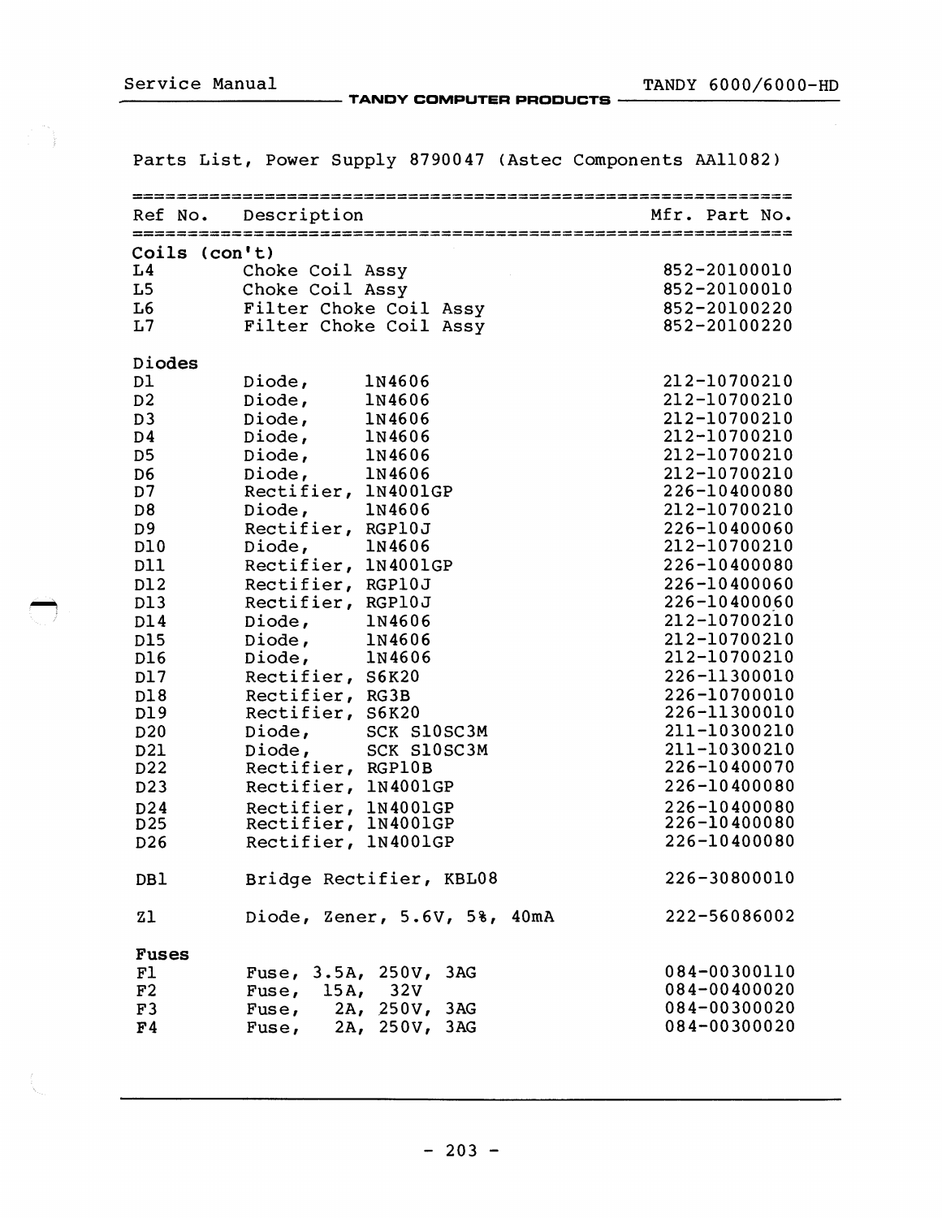Parts List, Power Supply 8790047 (Astec Components AA11082)

| Ref No. | Description | Mfr. Part No. |
|---|---|---|
| **Coils (con't)** | | |
| L4 | Choke Coil Assy | 852-20100010 |
| L5 | Choke Coil Assy | 852-20100010 |
| L6 | Filter Choke Coil Assy | 852-20100220 |
| L7 | Filter Choke Coil Assy | 852-20100220 |
| | | |
| **Diodes** | | |
| D1 | Diode, 1N4606 | 212-10700210 |
| D2 | Diode, 1N4606 | 212-10700210 |
| D3 | Diode, 1N4606 | 212-10700210 |
| D4 | Diode, 1N4606 | 212-10700210 |
| D5 | Diode, 1N4606 | 212-10700210 |
| D6 | Diode, 1N4606 | 212-10700210 |
| D7 | Rectifier, 1N4001GP | 226-10400080 |
| D8 | Diode, 1N4606 | 212-10700210 |
| D9 | Rectifier, RGP10J | 226-10400060 |
| D10 | Diode, 1N4606 | 212-10700210 |
| D11 | Rectifier, 1N4001GP | 226-10400080 |
| D12 | Rectifier, RGP10J | 226-10400060 |
| D13 | Rectifier, RGP10J | 226-10400060 |
| D14 | Diode, 1N4606 | 212-10700210 |
| D15 | Diode, 1N4606 | 212-10700210 |
| D16 | Diode, 1N4606 | 212-10700210 |
| D17 | Rectifier, S6K20 | 226-11300010 |
| D18 | Rectifier, RG3B | 226-10700010 |
| D19 | Rectifier, S6K20 | 226-11300010 |
| D20 | Diode, SCK S10SC3M | 211-10300210 |
| D21 | Diode, SCK S10SC3M | 211-10300210 |
| D22 | Rectifier, RGP10B | 226-10400070 |
| D23 | Rectifier, 1N4001GP | 226-10400080 |
| D24 | Rectifier, 1N4001GP | 226-10400080 |
| D25 | Rectifier, 1N4001GP | 226-10400080 |
| D26 | Rectifier, 1N4001GP | 226-10400080 |
| | | |
| DB1 | Bridge Rectifier, KBL08 | 226-30800010 |
| | | |
| Z1 | Diode, Zener, 5.6V, 5%, 40mA | 222-56086002 |
| | | |
| **Fuses** | | |
| F1 | Fuse, 3.5A, 250V, 3AG | 084-00300110 |
| F2 | Fuse, 15A, 32V | 084-00400020 |
| F3 | Fuse, 2A, 250V, 3AG | 084-00300020 |
| F4 | Fuse, 2A, 250V, 3AG | 084-00300020 |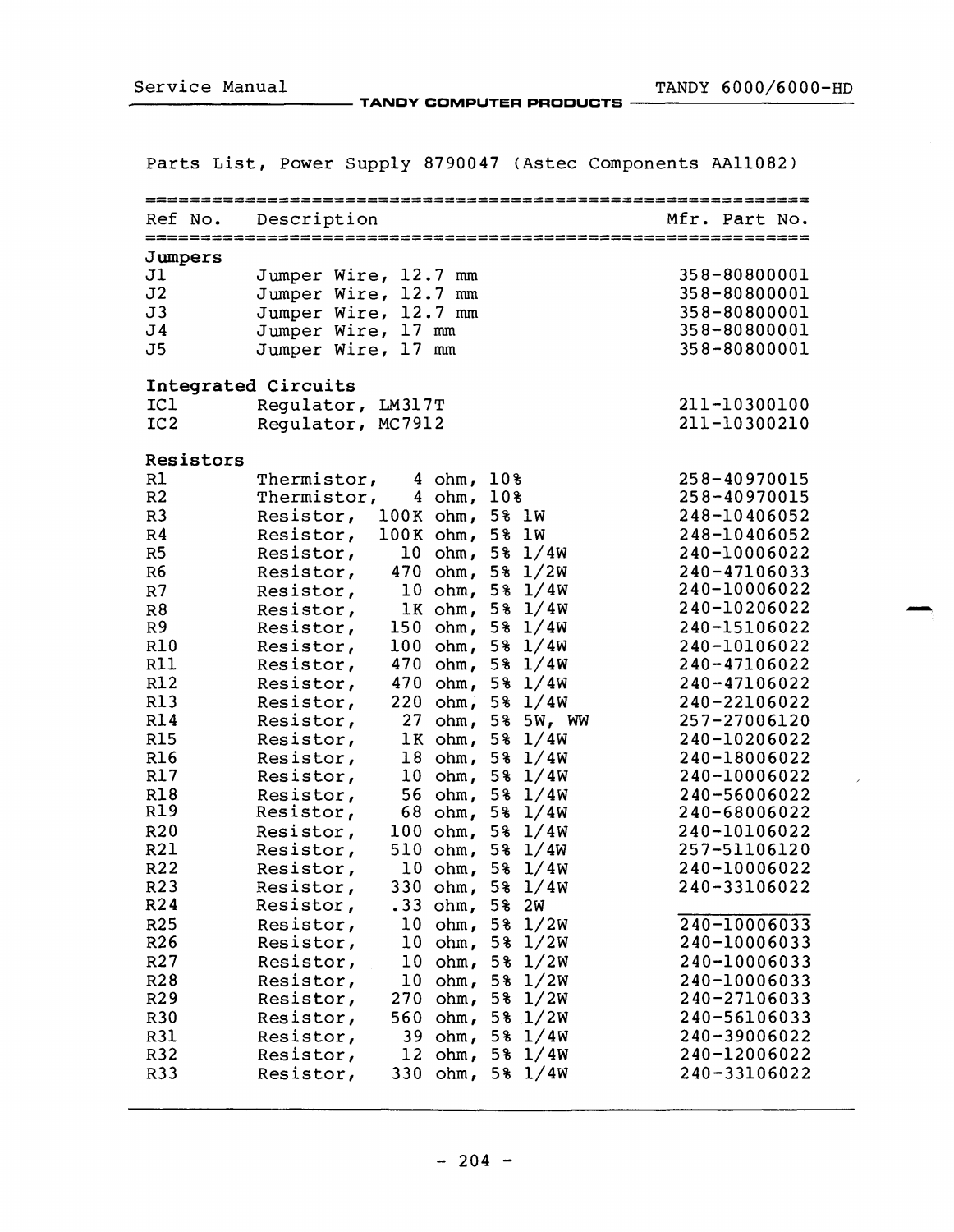Parts List, Power Supply 8790047 (Astec Components AA11082)

| Ref No. | Description | Mfr. Part No. |
|---|---|---|
| **Jumpers** | | |
| J1 | Jumper Wire, 12.7 mm | 358-80800001 |
| J2 | Jumper Wire, 12.7 mm | 358-80800001 |
| J3 | Jumper Wire, 12.7 mm | 358-80800001 |
| J4 | Jumper Wire, 17 mm | 358-80800001 |
| J5 | Jumper Wire, 17 mm | 358-80800001 |
| **Integrated Circuits** | | |
| IC1 | Regulator, LM317T | 211-10300100 |
| IC2 | Regulator, MC7912 | 211-10300210 |
| **Resistors** | | |
| R1 | Thermistor, 4 ohm, 10% | 258-40970015 |
| R2 | Thermistor, 4 ohm, 10% | 258-40970015 |
| R3 | Resistor, 100K ohm, 5% 1W | 248-10406052 |
| R4 | Resistor, 100K ohm, 5% 1W | 248-10406052 |
| R5 | Resistor, 10 ohm, 5% 1/4W | 240-10006022 |
| R6 | Resistor, 470 ohm, 5% 1/2W | 240-47106033 |
| R7 | Resistor, 10 ohm, 5% 1/4W | 240-10006022 |
| R8 | Resistor, 1K ohm, 5% 1/4W | 240-10206022 |
| R9 | Resistor, 150 ohm, 5% 1/4W | 240-15106022 |
| R10 | Resistor, 100 ohm, 5% 1/4W | 240-10106022 |
| R11 | Resistor, 470 ohm, 5% 1/4W | 240-47106022 |
| R12 | Resistor, 470 ohm, 5% 1/4W | 240-47106022 |
| R13 | Resistor, 220 ohm, 5% 1/4W | 240-22106022 |
| R14 | Resistor, 27 ohm, 5% 5W, WW | 257-27006120 |
| R15 | Resistor, 1K ohm, 5% 1/4W | 240-10206022 |
| R16 | Resistor, 18 ohm, 5% 1/4W | 240-18006022 |
| R17 | Resistor, 10 ohm, 5% 1/4W | 240-10006022 |
| R18 | Resistor, 56 ohm, 5% 1/4W | 240-56006022 |
| R19 | Resistor, 68 ohm, 5% 1/4W | 240-68006022 |
| R20 | Resistor, 100 ohm, 5% 1/4W | 240-10106022 |
| R21 | Resistor, 510 ohm, 5% 1/4W | 257-51106120 |
| R22 | Resistor, 10 ohm, 5% 1/4W | 240-10006022 |
| R23 | Resistor, 330 ohm, 5% 1/4W | 240-33106022 |
| R24 | Resistor, .33 ohm, 5% 2W | |
| R25 | Resistor, 10 ohm, 5% 1/2W | 240-10006033 |
| R26 | Resistor, 10 ohm, 5% 1/2W | 240-10006033 |
| R27 | Resistor, 10 ohm, 5% 1/2W | 240-10006033 |
| R28 | Resistor, 10 ohm, 5% 1/2W | 240-10006033 |
| R29 | Resistor, 270 ohm, 5% 1/2W | 240-27106033 |
| R30 | Resistor, 560 ohm, 5% 1/2W | 240-56106033 |
| R31 | Resistor, 39 ohm, 5% 1/4W | 240-39006022 |
| R32 | Resistor, 12 ohm, 5% 1/4W | 240-12006022 |
| R33 | Resistor, 330 ohm, 5% 1/4W | 240-33106022 |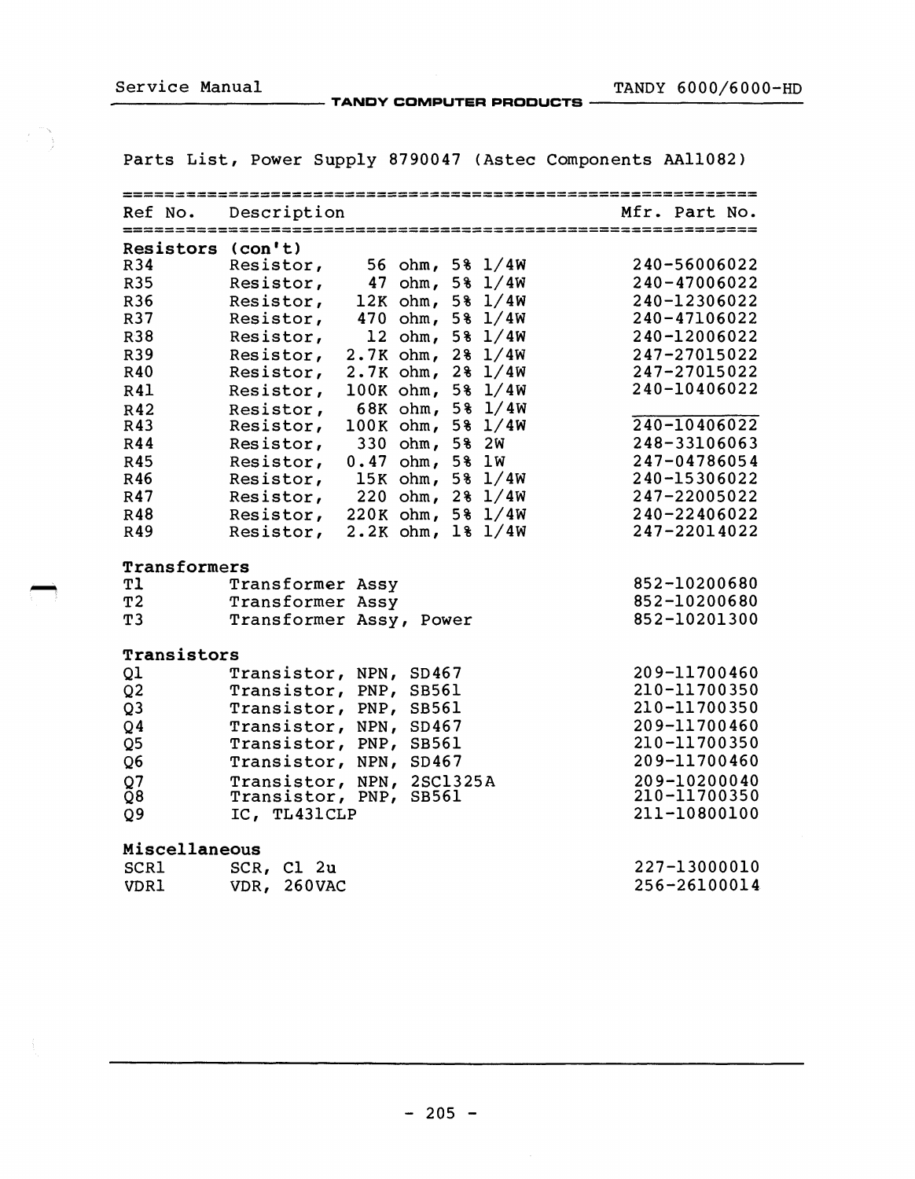Parts List, Power Supply 8790047 (Astec Components AA11082)

| Ref No. | Description | Mfr. Part No. |
|---|---|---|
| **Resistors (con't)** | | |
| R34 | Resistor, 56 ohm, 5% 1/4W | 240-56006022 |
| R35 | Resistor, 47 ohm, 5% 1/4W | 240-47006022 |
| R36 | Resistor, 12K ohm, 5% 1/4W | 240-12306022 |
| R37 | Resistor, 470 ohm, 5% 1/4W | 240-47106022 |
| R38 | Resistor, 12 ohm, 5% 1/4W | 240-12006022 |
| R39 | Resistor, 2.7K ohm, 2% 1/4W | 247-27015022 |
| R40 | Resistor, 2.7K ohm, 2% 1/4W | 247-27015022 |
| R41 | Resistor, 100K ohm, 5% 1/4W | 240-10406022 |
| R42 | Resistor, 68K ohm, 5% 1/4W | |
| R43 | Resistor, 100K ohm, 5% 1/4W | 240-10406022 |
| R44 | Resistor, 330 ohm, 5% 2W | 248-33106063 |
| R45 | Resistor, 0.47 ohm, 5% 1W | 247-04786054 |
| R46 | Resistor, 15K ohm, 5% 1/4W | 240-15306022 |
| R47 | Resistor, 220 ohm, 2% 1/4W | 247-22005022 |
| R48 | Resistor, 220K ohm, 5% 1/4W | 240-22406022 |
| R49 | Resistor, 2.2K ohm, 1% 1/4W | 247-22014022 |
| **Transformers** | | |
| T1 | Transformer Assy | 852-10200680 |
| T2 | Transformer Assy | 852-10200680 |
| T3 | Transformer Assy, Power | 852-10201300 |
| **Transistors** | | |
| Q1 | Transistor, NPN, SD467 | 209-11700460 |
| Q2 | Transistor, PNP, SB561 | 210-11700350 |
| Q3 | Transistor, PNP, SB561 | 210-11700350 |
| Q4 | Transistor, NPN, SD467 | 209-11700460 |
| Q5 | Transistor, PNP, SB561 | 210-11700350 |
| Q6 | Transistor, NPN, SD467 | 209-11700460 |
| Q7 | Transistor, NPN, 2SC1325A | 209-10200040 |
| Q8 | Transistor, PNP, SB561 | 210-11700350 |
| Q9 | IC, TL431CLP | 211-10800100 |
| **Miscellaneous** | | |
| SCR1 | SCR, C1 2u | 227-13000010 |
| VDR1 | VDR, 260VAC | 256-26100014 |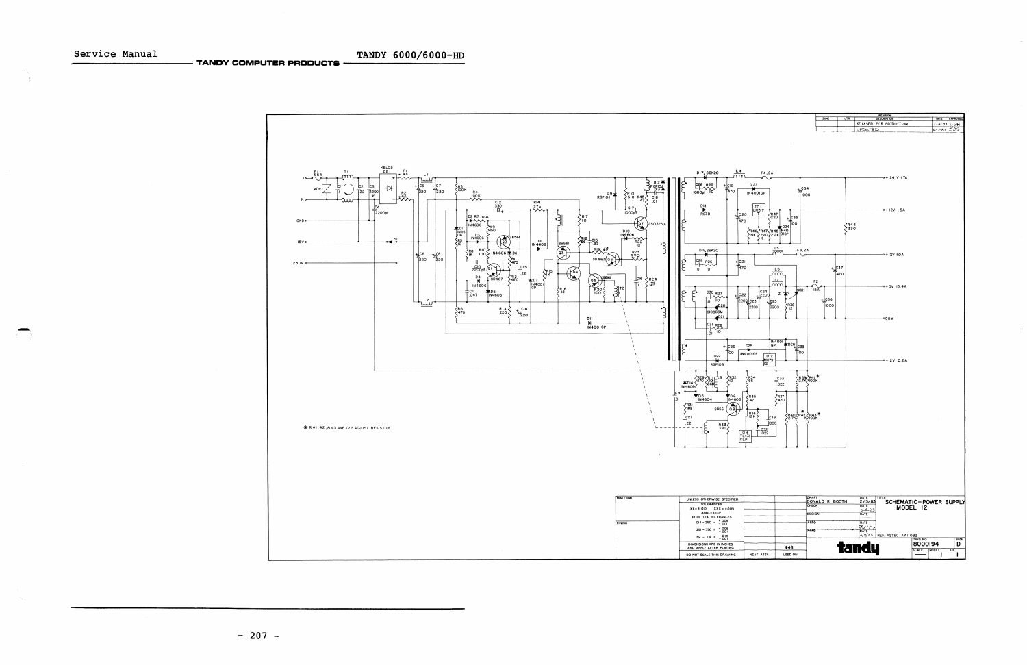SCHEMATIC–POWER SUPPLY MODEL 12

+24 V 1.7A

+12V 1.5A

+12V 1.0A

+5V 13.4A

COM

-12V 0.2A

115V

230V

GND

J

N

✱ R41, 42, & 43 ARE O/P ADJUST RESISTOR

| ZONE | LTR | REVISION DESCRIPTION | DATE | APPROVED |
|---|---|---|---|---|
| | | RELEASED FOR PRODUCTION | 2-4-83 | |
| | | UPDATED | 4-7-83 | |

| | |
|---|---|
| MATERIAL | |
| FINISH | |

UNLESS OTHERWISE SPECIFIED

TOLERANCES

XX= ±.010 XXX= ±.005

ANGLES ±1°

HOLE DIA TOLERANCES

.014 - .250 = +.005 / -.001

.251 - .750 = +.008 / -.001

.751 - UP = +.015 / -.001

DIMENSIONS ARE IN INCHES AND APPLY AFTER PLATING

DO NOT SCALE THIS DRAWING

NEXT ASSY 448 USED ON

| | | |
|---|---|---|
| DRAFT | DONALD R. BOOTH | DATE 2/3/83 |
| CHECK | | DATE 2-4-83 |
| DESIGN | | DATE |
| APPD | | DATE |
| APPD | | DATE |

REF ASTEC AA11082

tandy

DWG NO. 8000194 SIZE D

SCALE — SHEET 1 OF 1